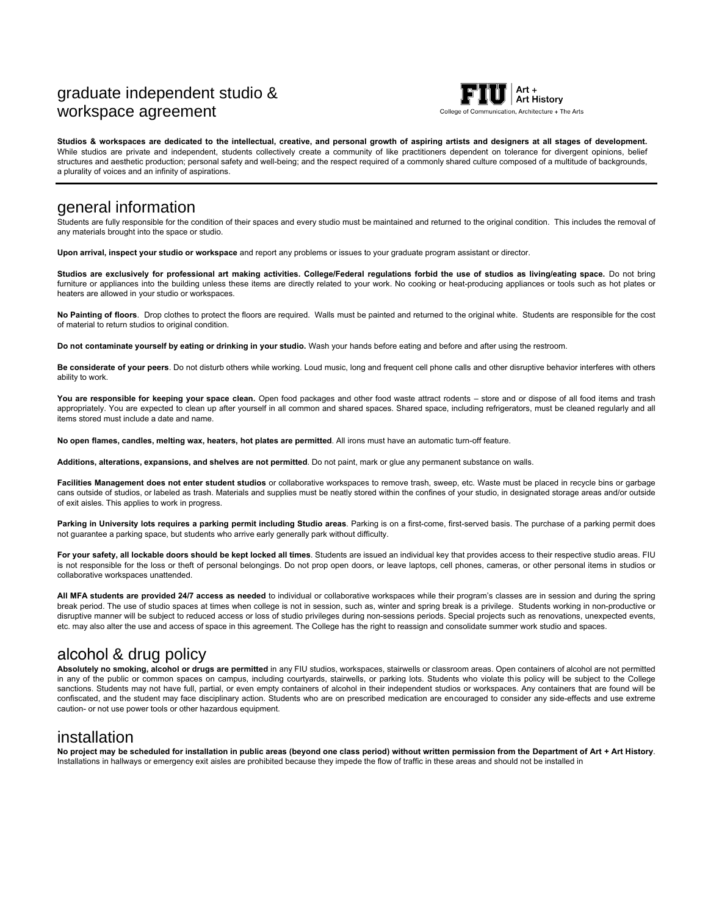# graduate independent studio & workspace agreement

FIU | Art + Art History
College of Communication, Architecture + The Arts

**Studios & workspaces are dedicated to the intellectual, creative, and personal growth of aspiring artists and designers at all stages of development.** While studios are private and independent, students collectively create a community of like practitioners dependent on tolerance for divergent opinions, belief structures and aesthetic production; personal safety and well-being; and the respect required of a commonly shared culture composed of a multitude of backgrounds, a plurality of voices and an infinity of aspirations.

## general information

Students are fully responsible for the condition of their spaces and every studio must be maintained and returned to the original condition. This includes the removal of any materials brought into the space or studio.

**Upon arrival, inspect your studio or workspace** and report any problems or issues to your graduate program assistant or director.

**Studios are exclusively for professional art making activities. College/Federal regulations forbid the use of studios as living/eating space.** Do not bring furniture or appliances into the building unless these items are directly related to your work. No cooking or heat-producing appliances or tools such as hot plates or heaters are allowed in your studio or workspaces.

**No Painting of floors**. Drop clothes to protect the floors are required. Walls must be painted and returned to the original white. Students are responsible for the cost of material to return studios to original condition.

**Do not contaminate yourself by eating or drinking in your studio.** Wash your hands before eating and before and after using the restroom.

**Be considerate of your peers**. Do not disturb others while working. Loud music, long and frequent cell phone calls and other disruptive behavior interferes with others ability to work.

**You are responsible for keeping your space clean.** Open food packages and other food waste attract rodents – store and or dispose of all food items and trash appropriately. You are expected to clean up after yourself in all common and shared spaces. Shared space, including refrigerators, must be cleaned regularly and all items stored must include a date and name.

**No open flames, candles, melting wax, heaters, hot plates are permitted**. All irons must have an automatic turn-off feature.

**Additions, alterations, expansions, and shelves are not permitted**. Do not paint, mark or glue any permanent substance on walls.

**Facilities Management does not enter student studios** or collaborative workspaces to remove trash, sweep, etc. Waste must be placed in recycle bins or garbage cans outside of studios, or labeled as trash. Materials and supplies must be neatly stored within the confines of your studio, in designated storage areas and/or outside of exit aisles. This applies to work in progress.

**Parking in University lots requires a parking permit including Studio areas**. Parking is on a first-come, first-served basis. The purchase of a parking permit does not guarantee a parking space, but students who arrive early generally park without difficulty.

**For your safety, all lockable doors should be kept locked all times**. Students are issued an individual key that provides access to their respective studio areas. FIU is not responsible for the loss or theft of personal belongings. Do not prop open doors, or leave laptops, cell phones, cameras, or other personal items in studios or collaborative workspaces unattended.

**All MFA students are provided 24/7 access as needed** to individual or collaborative workspaces while their program's classes are in session and during the spring break period. The use of studio spaces at times when college is not in session, such as, winter and spring break is a privilege. Students working in non-productive or disruptive manner will be subject to reduced access or loss of studio privileges during non-sessions periods. Special projects such as renovations, unexpected events, etc. may also alter the use and access of space in this agreement. The College has the right to reassign and consolidate summer work studio and spaces.

## alcohol & drug policy

**Absolutely no smoking, alcohol or drugs are permitted** in any FIU studios, workspaces, stairwells or classroom areas. Open containers of alcohol are not permitted in any of the public or common spaces on campus, including courtyards, stairwells, or parking lots. Students who violate this policy will be subject to the College sanctions. Students may not have full, partial, or even empty containers of alcohol in their independent studios or workspaces. Any containers that are found will be confiscated, and the student may face disciplinary action. Students who are on prescribed medication are encouraged to consider any side-effects and use extreme caution- or not use power tools or other hazardous equipment.

## installation

**No project may be scheduled for installation in public areas (beyond one class period) without written permission from the Department of Art + Art History**. Installations in hallways or emergency exit aisles are prohibited because they impede the flow of traffic in these areas and should not be installed in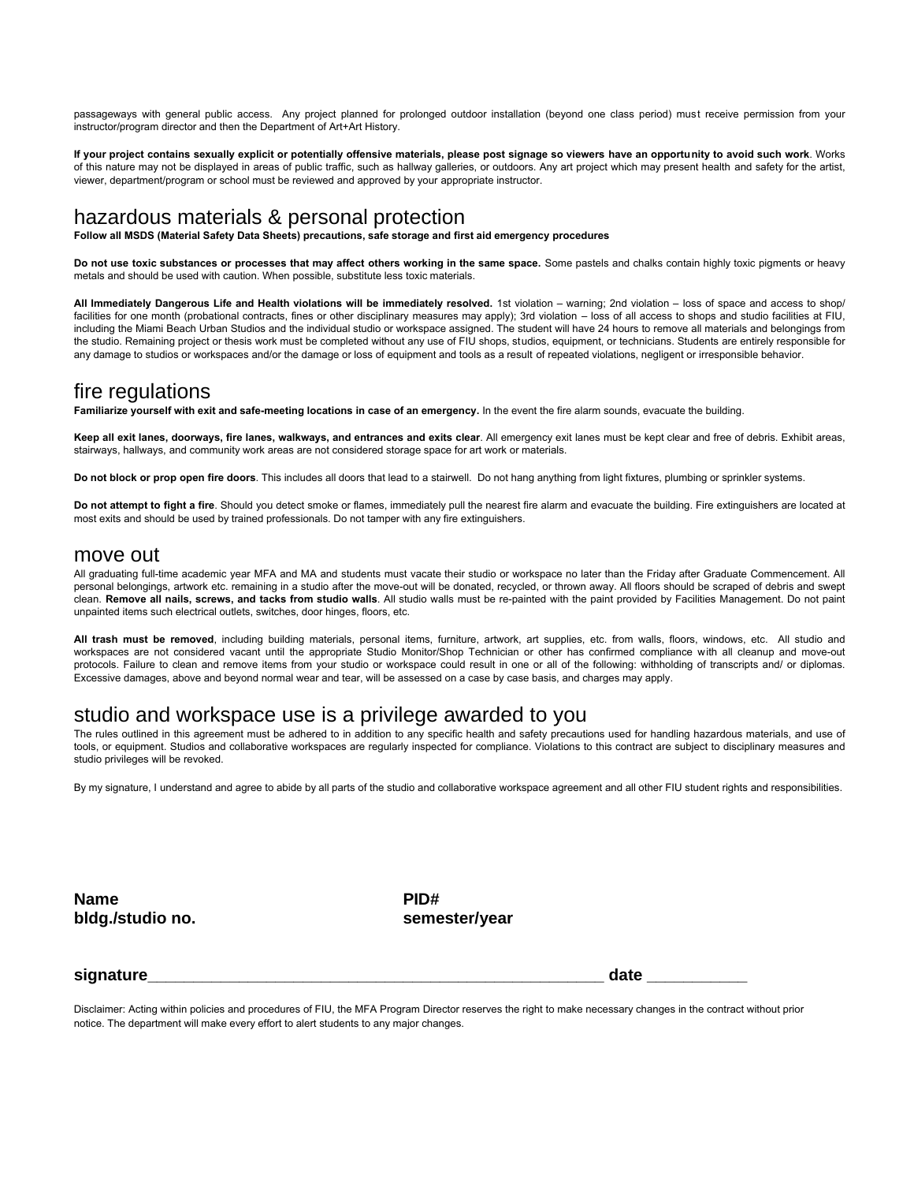passageways with general public access. Any project planned for prolonged outdoor installation (beyond one class period) must receive permission from your instructor/program director and then the Department of Art+Art History.

**If your project contains sexually explicit or potentially offensive materials, please post signage so viewers have an opportunity to avoid such work**. Works of this nature may not be displayed in areas of public traffic, such as hallway galleries, or outdoors. Any art project which may present health and safety for the artist, viewer, department/program or school must be reviewed and approved by your appropriate instructor.

## hazardous materials & personal protection

**Follow all MSDS (Material Safety Data Sheets) precautions, safe storage and first aid emergency procedures**

**Do not use toxic substances or processes that may affect others working in the same space.** Some pastels and chalks contain highly toxic pigments or heavy metals and should be used with caution. When possible, substitute less toxic materials.

**All Immediately Dangerous Life and Health violations will be immediately resolved.** 1st violation – warning; 2nd violation – loss of space and access to shop/ facilities for one month (probational contracts, fines or other disciplinary measures may apply); 3rd violation – loss of all access to shops and studio facilities at FIU, including the Miami Beach Urban Studios and the individual studio or workspace assigned. The student will have 24 hours to remove all materials and belongings from the studio. Remaining project or thesis work must be completed without any use of FIU shops, studios, equipment, or technicians. Students are entirely responsible for any damage to studios or workspaces and/or the damage or loss of equipment and tools as a result of repeated violations, negligent or irresponsible behavior.

## fire regulations

**Familiarize yourself with exit and safe-meeting locations in case of an emergency.** In the event the fire alarm sounds, evacuate the building.

**Keep all exit lanes, doorways, fire lanes, walkways, and entrances and exits clear**. All emergency exit lanes must be kept clear and free of debris. Exhibit areas, stairways, hallways, and community work areas are not considered storage space for art work or materials.

**Do not block or prop open fire doors**. This includes all doors that lead to a stairwell. Do not hang anything from light fixtures, plumbing or sprinkler systems.

**Do not attempt to fight a fire**. Should you detect smoke or flames, immediately pull the nearest fire alarm and evacuate the building. Fire extinguishers are located at most exits and should be used by trained professionals. Do not tamper with any fire extinguishers.

## move out

All graduating full-time academic year MFA and MA and students must vacate their studio or workspace no later than the Friday after Graduate Commencement. All personal belongings, artwork etc. remaining in a studio after the move-out will be donated, recycled, or thrown away. All floors should be scraped of debris and swept clean. **Remove all nails, screws, and tacks from studio walls**. All studio walls must be re-painted with the paint provided by Facilities Management. Do not paint unpainted items such electrical outlets, switches, door hinges, floors, etc.

**All trash must be removed**, including building materials, personal items, furniture, artwork, art supplies, etc. from walls, floors, windows, etc. All studio and workspaces are not considered vacant until the appropriate Studio Monitor/Shop Technician or other has confirmed compliance with all cleanup and move-out protocols. Failure to clean and remove items from your studio or workspace could result in one or all of the following: withholding of transcripts and/ or diplomas. Excessive damages, above and beyond normal wear and tear, will be assessed on a case by case basis, and charges may apply.

## studio and workspace use is a privilege awarded to you

The rules outlined in this agreement must be adhered to in addition to any specific health and safety precautions used for handling hazardous materials, and use of tools, or equipment. Studios and collaborative workspaces are regularly inspected for compliance. Violations to this contract are subject to disciplinary measures and studio privileges will be revoked.

By my signature, I understand and agree to abide by all parts of the studio and collaborative workspace agreement and all other FIU student rights and responsibilities.

**Name** **PID#**

**bldg./studio no.** **semester/year**

**signature**_______________________________________________________ **date** ___________

Disclaimer: Acting within policies and procedures of FIU, the MFA Program Director reserves the right to make necessary changes in the contract without prior notice. The department will make every effort to alert students to any major changes.